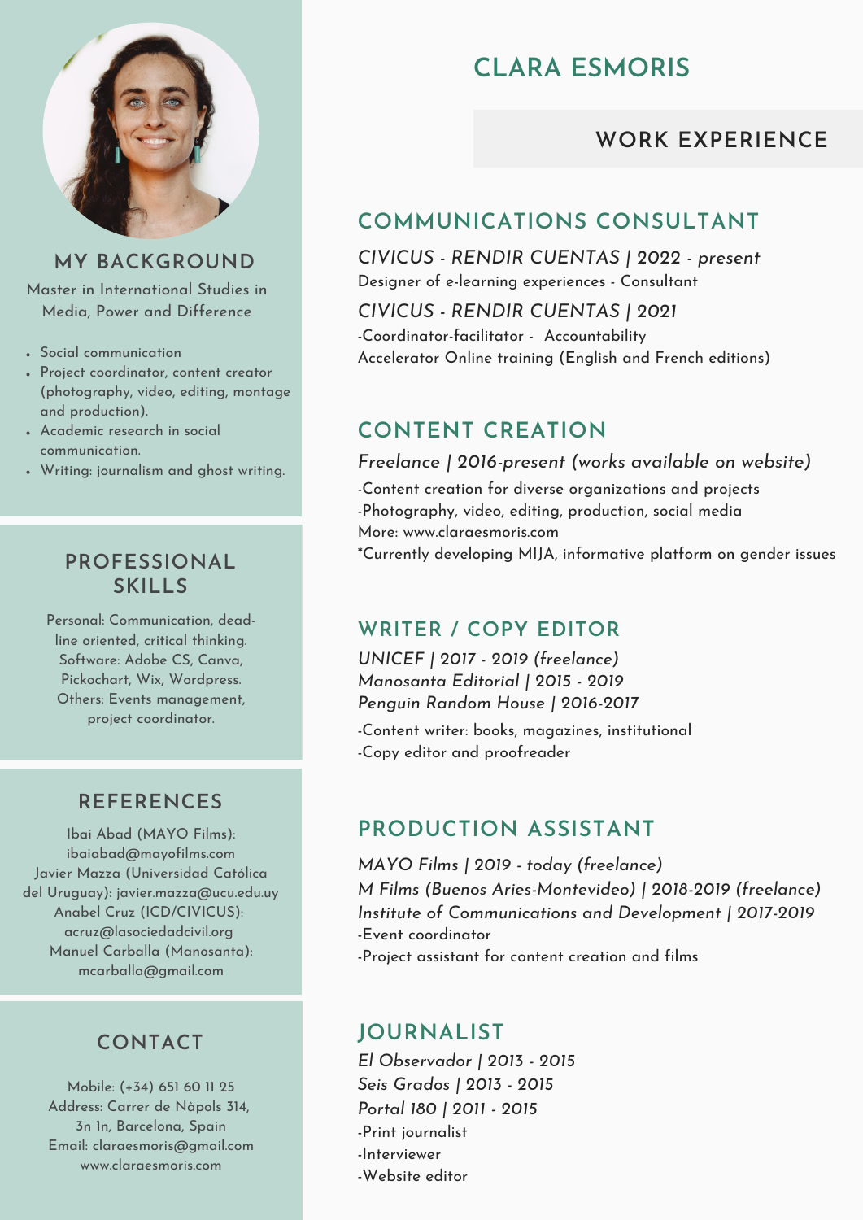# CLARA ESMORIS

## MY BACKGROUND

Master in International Studies in Media, Power and Difference

- Social communication
- Project coordinator, content creator (photography, video, editing, montage and production).
- Academic research in social communication.
- Writing: journalism and ghost writing.

## PROFESSIONAL SKILLS

Personal: Communication, dead-line oriented, critical thinking.
Software: Adobe CS, Canva, Pickochart, Wix, Wordpress.
Others: Events management, project coordinator.

## REFERENCES

Ibai Abad (MAYO Films): ibaiabad@mayofilms.com
Javier Mazza (Universidad Católica del Uruguay): javier.mazza@ucu.edu.uy
Anabel Cruz (ICD/CIVICUS): acruz@lasociedadcivil.org
Manuel Carballa (Manosanta): mcarballa@gmail.com

## CONTACT

Mobile: (+34) 651 60 11 25
Address: Carrer de Nàpols 314, 3n 1n, Barcelona, Spain
Email: claraesmoris@gmail.com
www.claraesmoris.com

## WORK EXPERIENCE

### COMMUNICATIONS CONSULTANT

*CIVICUS - RENDIR CUENTAS | 2022 - present*
Designer of e-learning experiences - Consultant

*CIVICUS - RENDIR CUENTAS | 2021*
-Coordinator-facilitator - Accountability Accelerator Online training (English and French editions)

### CONTENT CREATION

*Freelance | 2016-present (works available on website)*
-Content creation for diverse organizations and projects
-Photography, video, editing, production, social media
More: www.claraesmoris.com
*Currently developing MIJA, informative platform on gender issues

### WRITER / COPY EDITOR

*UNICEF | 2017 - 2019 (freelance)*
*Manosanta Editorial | 2015 - 2019*
*Penguin Random House | 2016-2017*
-Content writer: books, magazines, institutional
-Copy editor and proofreader

### PRODUCTION ASSISTANT

*MAYO Films | 2019 - today (freelance)*
*M Films (Buenos Aries-Montevideo) | 2018-2019 (freelance)*
*Institute of Communications and Development | 2017-2019*
-Event coordinator
-Project assistant for content creation and films

### JOURNALIST

*El Observador | 2013 - 2015*
*Seis Grados | 2013 - 2015*
*Portal 180 | 2011 - 2015*
-Print journalist
-Interviewer
-Website editor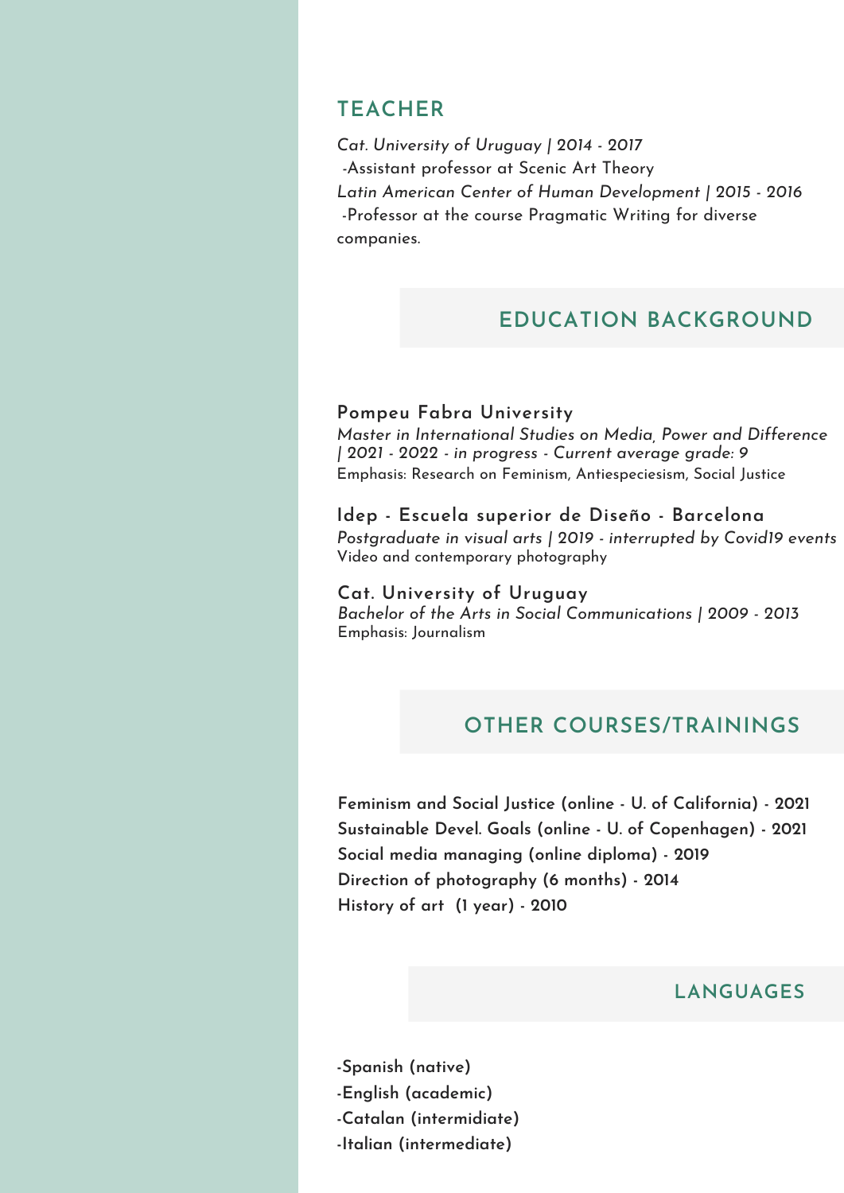## TEACHER

*Cat. University of Uruguay | 2014 - 2017*
-Assistant professor at Scenic Art Theory
*Latin American Center of Human Development | 2015 - 2016*
-Professor at the course Pragmatic Writing for diverse companies.

## EDUCATION BACKGROUND

**Pompeu Fabra University**
*Master in International Studies on Media, Power and Difference | 2021 - 2022 - in progress - Current average grade: 9*
Emphasis: Research on Feminism, Antiespeciesism, Social Justice

**Idep - Escuela superior de Diseño - Barcelona**
*Postgraduate in visual arts | 2019 - interrupted by Covid19 events*
Video and contemporary photography

**Cat. University of Uruguay**
*Bachelor of the Arts in Social Communications | 2009 - 2013*
Emphasis: Journalism

## OTHER COURSES/TRAININGS

**Feminism and Social Justice (online - U. of California) - 2021**
**Sustainable Devel. Goals (online - U. of Copenhagen) - 2021**
**Social media managing (online diploma) - 2019**
**Direction of photography (6 months) - 2014**
**History of art (1 year) - 2010**

## LANGUAGES

**-Spanish (native)**
**-English (academic)**
**-Catalan (intermidiate)**
**-Italian (intermediate)**